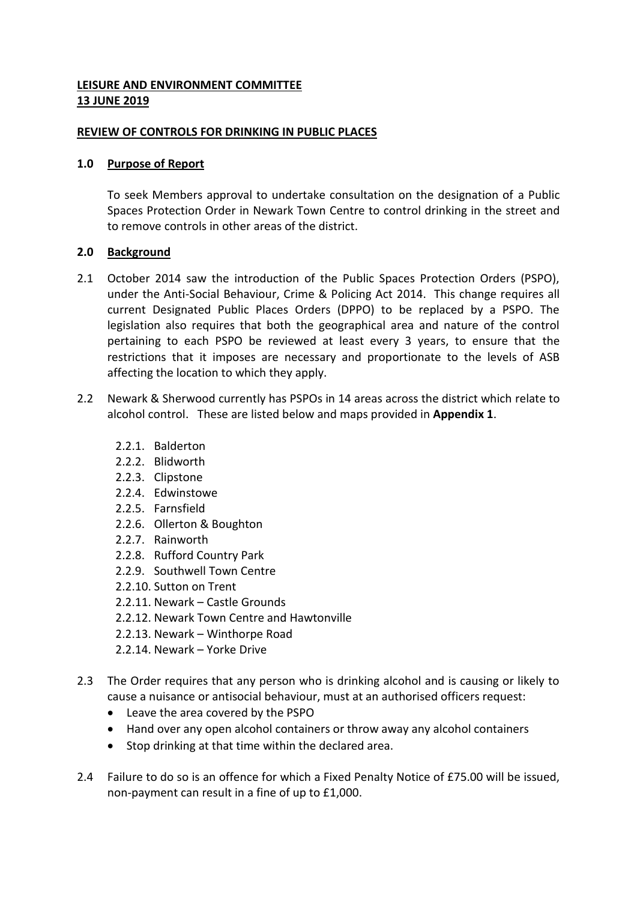**LEISURE AND ENVIRONMENT COMMITTEE**
**13 JUNE 2019**

**REVIEW OF CONTROLS FOR DRINKING IN PUBLIC PLACES**

## 1.0 Purpose of Report

To seek Members approval to undertake consultation on the designation of a Public Spaces Protection Order in Newark Town Centre to control drinking in the street and to remove controls in other areas of the district.

## 2.0 Background

2.1 October 2014 saw the introduction of the Public Spaces Protection Orders (PSPO), under the Anti-Social Behaviour, Crime & Policing Act 2014. This change requires all current Designated Public Places Orders (DPPO) to be replaced by a PSPO. The legislation also requires that both the geographical area and nature of the control pertaining to each PSPO be reviewed at least every 3 years, to ensure that the restrictions that it imposes are necessary and proportionate to the levels of ASB affecting the location to which they apply.

2.2 Newark & Sherwood currently has PSPOs in 14 areas across the district which relate to alcohol control. These are listed below and maps provided in **Appendix 1**.

- 2.2.1. Balderton
- 2.2.2. Blidworth
- 2.2.3. Clipstone
- 2.2.4. Edwinstowe
- 2.2.5. Farnsfield
- 2.2.6. Ollerton & Boughton
- 2.2.7. Rainworth
- 2.2.8. Rufford Country Park
- 2.2.9. Southwell Town Centre
- 2.2.10. Sutton on Trent
- 2.2.11. Newark – Castle Grounds
- 2.2.12. Newark Town Centre and Hawtonville
- 2.2.13. Newark – Winthorpe Road
- 2.2.14. Newark – Yorke Drive

2.3 The Order requires that any person who is drinking alcohol and is causing or likely to cause a nuisance or antisocial behaviour, must at an authorised officers request:

- Leave the area covered by the PSPO
- Hand over any open alcohol containers or throw away any alcohol containers
- Stop drinking at that time within the declared area.

2.4 Failure to do so is an offence for which a Fixed Penalty Notice of £75.00 will be issued, non-payment can result in a fine of up to £1,000.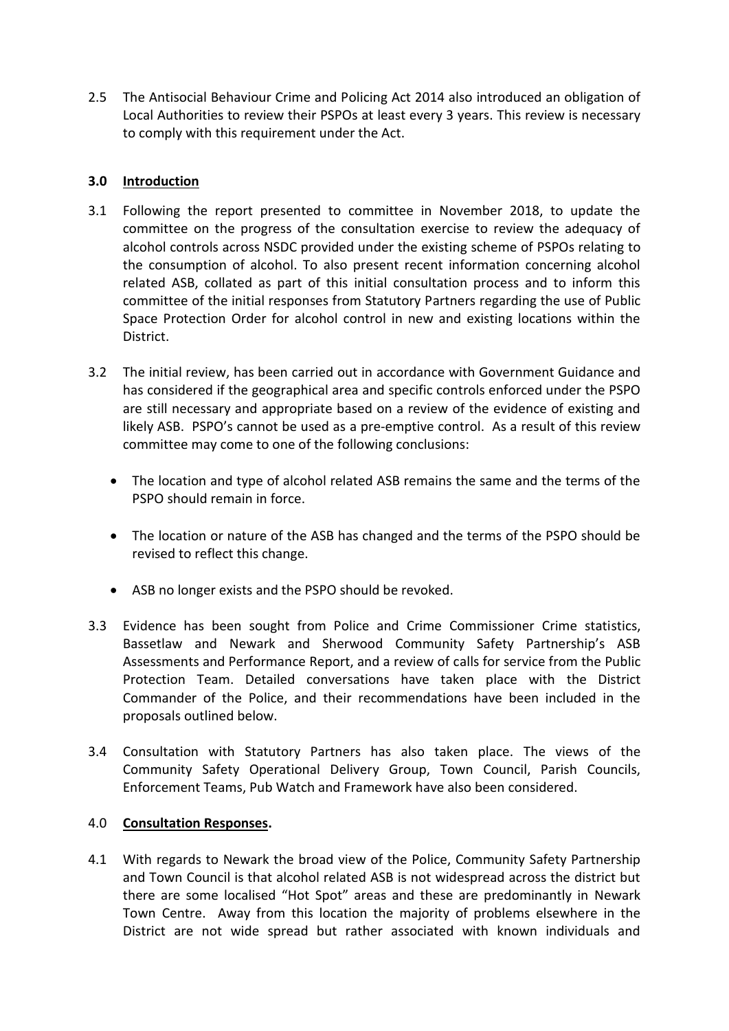2.5 The Antisocial Behaviour Crime and Policing Act 2014 also introduced an obligation of Local Authorities to review their PSPOs at least every 3 years. This review is necessary to comply with this requirement under the Act.

## 3.0 Introduction

3.1 Following the report presented to committee in November 2018, to update the committee on the progress of the consultation exercise to review the adequacy of alcohol controls across NSDC provided under the existing scheme of PSPOs relating to the consumption of alcohol. To also present recent information concerning alcohol related ASB, collated as part of this initial consultation process and to inform this committee of the initial responses from Statutory Partners regarding the use of Public Space Protection Order for alcohol control in new and existing locations within the District.

3.2 The initial review, has been carried out in accordance with Government Guidance and has considered if the geographical area and specific controls enforced under the PSPO are still necessary and appropriate based on a review of the evidence of existing and likely ASB. PSPO's cannot be used as a pre-emptive control. As a result of this review committee may come to one of the following conclusions:

- The location and type of alcohol related ASB remains the same and the terms of the PSPO should remain in force.
- The location or nature of the ASB has changed and the terms of the PSPO should be revised to reflect this change.
- ASB no longer exists and the PSPO should be revoked.

3.3 Evidence has been sought from Police and Crime Commissioner Crime statistics, Bassetlaw and Newark and Sherwood Community Safety Partnership's ASB Assessments and Performance Report, and a review of calls for service from the Public Protection Team. Detailed conversations have taken place with the District Commander of the Police, and their recommendations have been included in the proposals outlined below.

3.4 Consultation with Statutory Partners has also taken place. The views of the Community Safety Operational Delivery Group, Town Council, Parish Councils, Enforcement Teams, Pub Watch and Framework have also been considered.

## 4.0 Consultation Responses.

4.1 With regards to Newark the broad view of the Police, Community Safety Partnership and Town Council is that alcohol related ASB is not widespread across the district but there are some localised "Hot Spot" areas and these are predominantly in Newark Town Centre. Away from this location the majority of problems elsewhere in the District are not wide spread but rather associated with known individuals and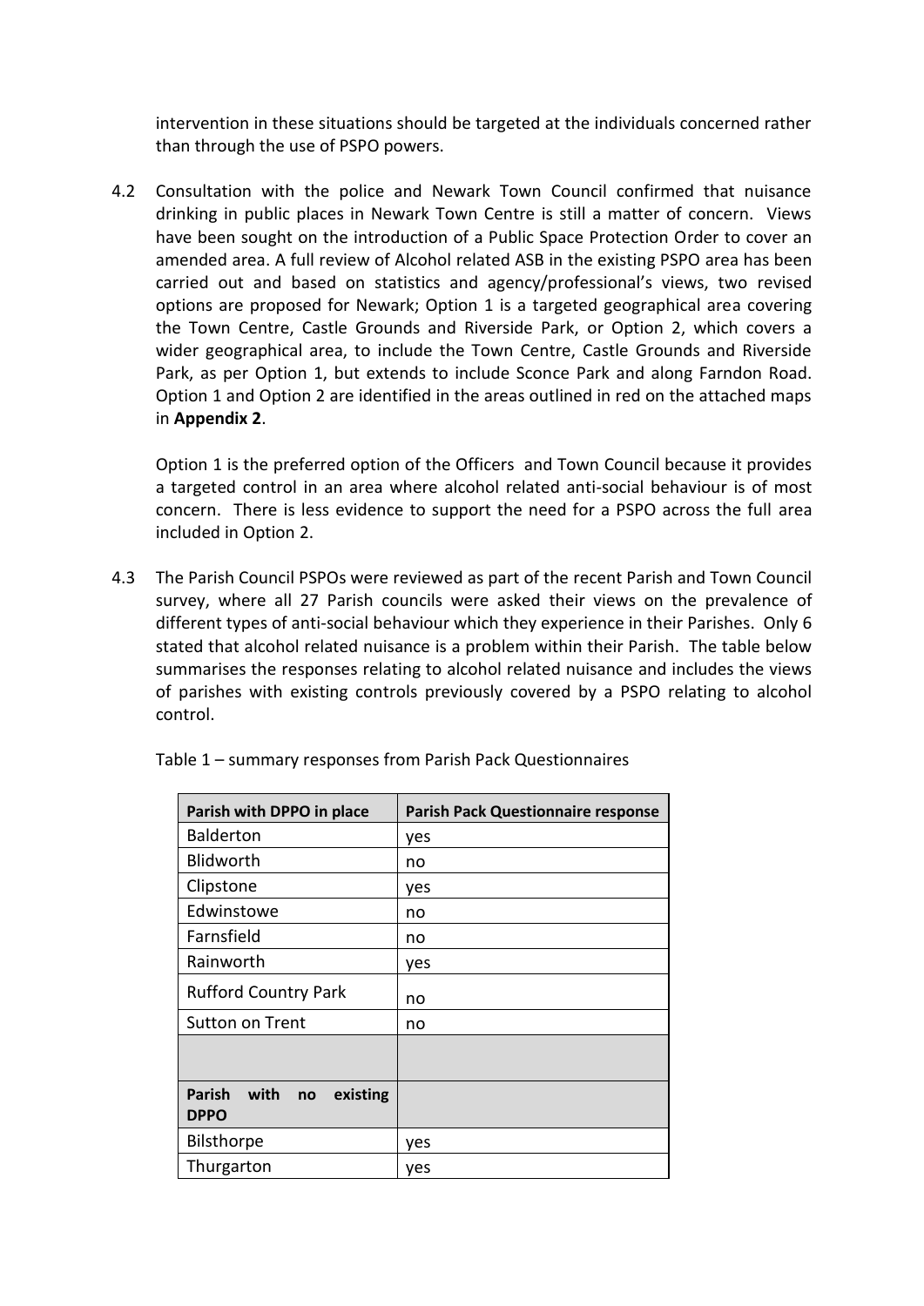intervention in these situations should be targeted at the individuals concerned rather than through the use of PSPO powers.

4.2 Consultation with the police and Newark Town Council confirmed that nuisance drinking in public places in Newark Town Centre is still a matter of concern. Views have been sought on the introduction of a Public Space Protection Order to cover an amended area. A full review of Alcohol related ASB in the existing PSPO area has been carried out and based on statistics and agency/professional's views, two revised options are proposed for Newark; Option 1 is a targeted geographical area covering the Town Centre, Castle Grounds and Riverside Park, or Option 2, which covers a wider geographical area, to include the Town Centre, Castle Grounds and Riverside Park, as per Option 1, but extends to include Sconce Park and along Farndon Road. Option 1 and Option 2 are identified in the areas outlined in red on the attached maps in **Appendix 2**.

Option 1 is the preferred option of the Officers and Town Council because it provides a targeted control in an area where alcohol related anti-social behaviour is of most concern. There is less evidence to support the need for a PSPO across the full area included in Option 2.

4.3 The Parish Council PSPOs were reviewed as part of the recent Parish and Town Council survey, where all 27 Parish councils were asked their views on the prevalence of different types of anti-social behaviour which they experience in their Parishes. Only 6 stated that alcohol related nuisance is a problem within their Parish. The table below summarises the responses relating to alcohol related nuisance and includes the views of parishes with existing controls previously covered by a PSPO relating to alcohol control.

Table 1 – summary responses from Parish Pack Questionnaires

| Parish with DPPO in place | Parish Pack Questionnaire response |
|---|---|
| Balderton | yes |
| Blidworth | no |
| Clipstone | yes |
| Edwinstowe | no |
| Farnsfield | no |
| Rainworth | yes |
| Rufford Country Park | no |
| Sutton on Trent | no |
| | |
| **Parish with no existing DPPO** | |
| Bilsthorpe | yes |
| Thurgarton | yes |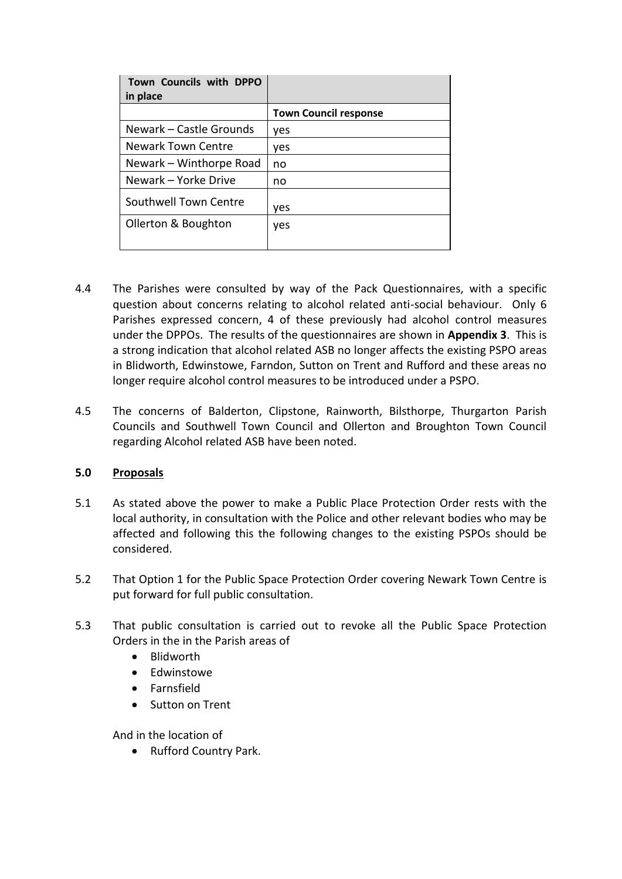| Town Councils with DPPO in place | |
|---|---|
| | **Town Council response** |
| Newark – Castle Grounds | yes |
| Newark Town Centre | yes |
| Newark – Winthorpe Road | no |
| Newark – Yorke Drive | no |
| Southwell Town Centre | yes |
| Ollerton & Boughton | yes |

4.4 The Parishes were consulted by way of the Pack Questionnaires, with a specific question about concerns relating to alcohol related anti-social behaviour. Only 6 Parishes expressed concern, 4 of these previously had alcohol control measures under the DPPOs. The results of the questionnaires are shown in **Appendix 3**. This is a strong indication that alcohol related ASB no longer affects the existing PSPO areas in Blidworth, Edwinstowe, Farndon, Sutton on Trent and Rufford and these areas no longer require alcohol control measures to be introduced under a PSPO.

4.5 The concerns of Balderton, Clipstone, Rainworth, Bilsthorpe, Thurgarton Parish Councils and Southwell Town Council and Ollerton and Broughton Town Council regarding Alcohol related ASB have been noted.

## 5.0 Proposals

5.1 As stated above the power to make a Public Place Protection Order rests with the local authority, in consultation with the Police and other relevant bodies who may be affected and following this the following changes to the existing PSPOs should be considered.

5.2 That Option 1 for the Public Space Protection Order covering Newark Town Centre is put forward for full public consultation.

5.3 That public consultation is carried out to revoke all the Public Space Protection Orders in the in the Parish areas of

- Blidworth
- Edwinstowe
- Farnsfield
- Sutton on Trent

And in the location of

- Rufford Country Park.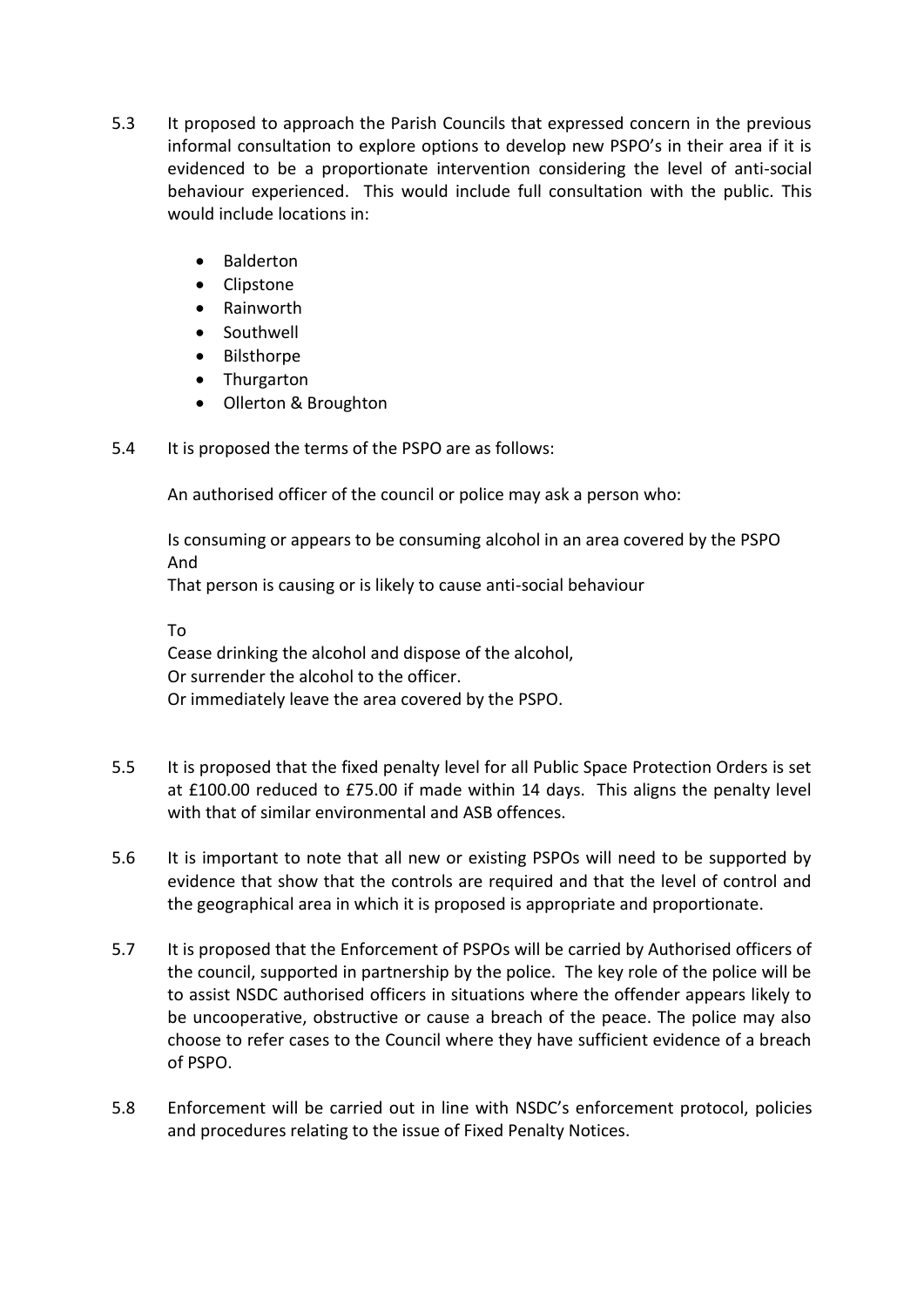5.3 It proposed to approach the Parish Councils that expressed concern in the previous informal consultation to explore options to develop new PSPO's in their area if it is evidenced to be a proportionate intervention considering the level of anti-social behaviour experienced. This would include full consultation with the public. This would include locations in:

- Balderton
- Clipstone
- Rainworth
- Southwell
- Bilsthorpe
- Thurgarton
- Ollerton & Broughton

5.4 It is proposed the terms of the PSPO are as follows:

An authorised officer of the council or police may ask a person who:

Is consuming or appears to be consuming alcohol in an area covered by the PSPO
And
That person is causing or is likely to cause anti-social behaviour

To
Cease drinking the alcohol and dispose of the alcohol,
Or surrender the alcohol to the officer.
Or immediately leave the area covered by the PSPO.

5.5 It is proposed that the fixed penalty level for all Public Space Protection Orders is set at £100.00 reduced to £75.00 if made within 14 days. This aligns the penalty level with that of similar environmental and ASB offences.

5.6 It is important to note that all new or existing PSPOs will need to be supported by evidence that show that the controls are required and that the level of control and the geographical area in which it is proposed is appropriate and proportionate.

5.7 It is proposed that the Enforcement of PSPOs will be carried by Authorised officers of the council, supported in partnership by the police. The key role of the police will be to assist NSDC authorised officers in situations where the offender appears likely to be uncooperative, obstructive or cause a breach of the peace. The police may also choose to refer cases to the Council where they have sufficient evidence of a breach of PSPO.

5.8 Enforcement will be carried out in line with NSDC's enforcement protocol, policies and procedures relating to the issue of Fixed Penalty Notices.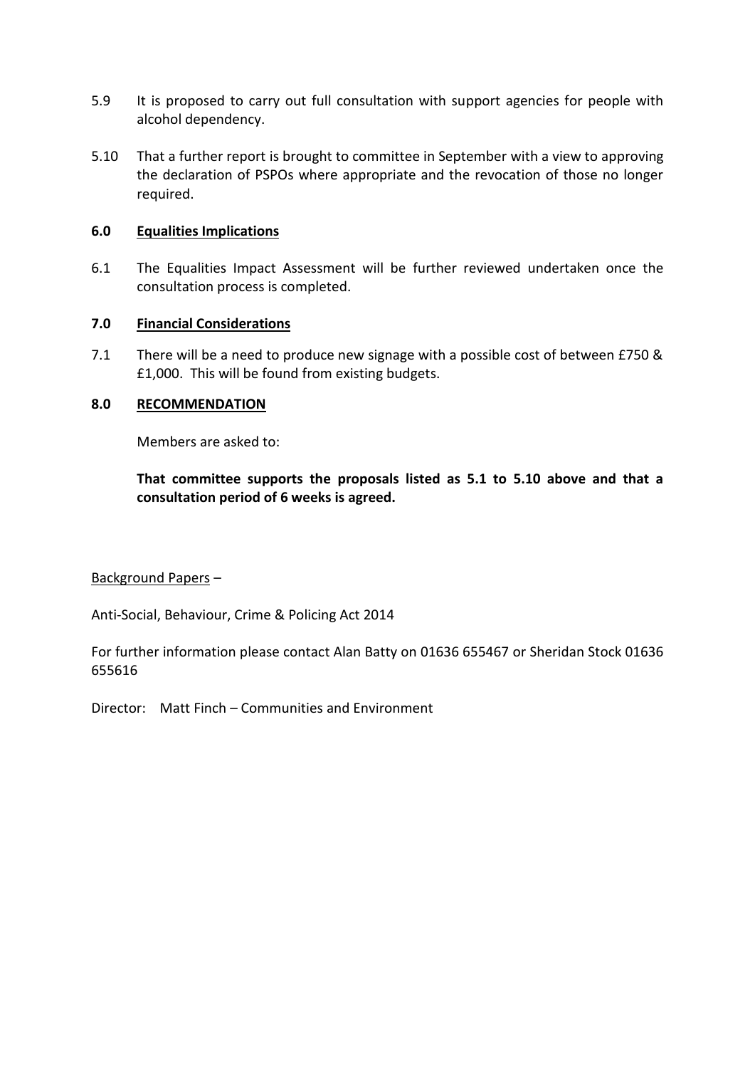5.9 It is proposed to carry out full consultation with support agencies for people with alcohol dependency.

5.10 That a further report is brought to committee in September with a view to approving the declaration of PSPOs where appropriate and the revocation of those no longer required.

## 6.0 Equalities Implications

6.1 The Equalities Impact Assessment will be further reviewed undertaken once the consultation process is completed.

## 7.0 Financial Considerations

7.1 There will be a need to produce new signage with a possible cost of between £750 & £1,000. This will be found from existing budgets.

## 8.0 RECOMMENDATION

Members are asked to:

**That committee supports the proposals listed as 5.1 to 5.10 above and that a consultation period of 6 weeks is agreed.**

Background Papers –

Anti-Social, Behaviour, Crime & Policing Act 2014

For further information please contact Alan Batty on 01636 655467 or Sheridan Stock 01636 655616

Director: Matt Finch – Communities and Environment